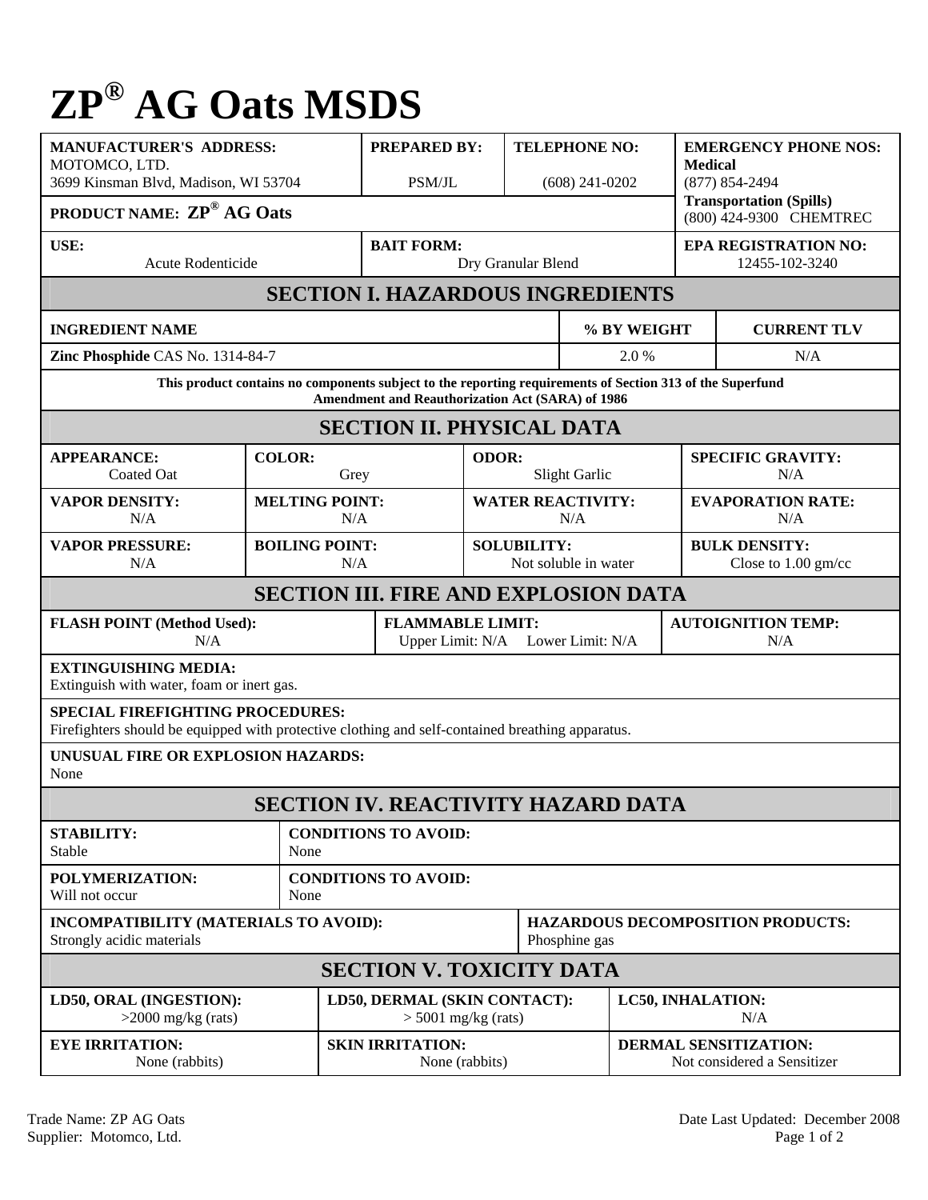# ZP® AG Oats MSDS

| MANUFACTURER'S ADDRESS: | PREPARED BY: | TELEPHONE NO: | EMERGENCY PHONE NOS: |
|---|---|---|---|
| MOTOMCO, LTD.<br>3699 Kinsman Blvd, Madison, WI 53704 | PSM/JL | (608) 241-0202 | **Medical**<br>(877) 854-2494 |
| **PRODUCT NAME: ZP® AG Oats** | | | **Transportation (Spills)**<br>(800) 424-9300 CHEMTREC |
| **USE:**<br>Acute Rodenticide | **BAIT FORM:**<br>Dry Granular Blend | | **EPA REGISTRATION NO:**<br>12455-102-3240 |

## SECTION I. HAZARDOUS INGREDIENTS

| INGREDIENT NAME | % BY WEIGHT | CURRENT TLV |
|---|---|---|
| **Zinc Phosphide** CAS No. 1314-84-7 | 2.0 % | N/A |

**This product contains no components subject to the reporting requirements of Section 313 of the Superfund Amendment and Reauthorization Act (SARA) of 1986**

## SECTION II. PHYSICAL DATA

| | | | |
|---|---|---|---|
| **APPEARANCE:**<br>Coated Oat | **COLOR:**<br>Grey | **ODOR:**<br>Slight Garlic | **SPECIFIC GRAVITY:**<br>N/A |
| **VAPOR DENSITY:**<br>N/A | **MELTING POINT:**<br>N/A | **WATER REACTIVITY:**<br>N/A | **EVAPORATION RATE:**<br>N/A |
| **VAPOR PRESSURE:**<br>N/A | **BOILING POINT:**<br>N/A | **SOLUBILITY:**<br>Not soluble in water | **BULK DENSITY:**<br>Close to 1.00 gm/cc |

## SECTION III. FIRE AND EXPLOSION DATA

| | | |
|---|---|---|
| **FLASH POINT (Method Used):**<br>N/A | **FLAMMABLE LIMIT:**<br>Upper Limit: N/A Lower Limit: N/A | **AUTOIGNITION TEMP:**<br>N/A |

**EXTINGUISHING MEDIA:**
Extinguish with water, foam or inert gas.

**SPECIAL FIREFIGHTING PROCEDURES:**
Firefighters should be equipped with protective clothing and self-contained breathing apparatus.

**UNUSUAL FIRE OR EXPLOSION HAZARDS:**
None

## SECTION IV. REACTIVITY HAZARD DATA

| | |
|---|---|
| **STABILITY:**<br>Stable | **CONDITIONS TO AVOID:**<br>None |
| **POLYMERIZATION:**<br>Will not occur | **CONDITIONS TO AVOID:**<br>None |
| **INCOMPATIBILITY (MATERIALS TO AVOID):**<br>Strongly acidic materials | **HAZARDOUS DECOMPOSITION PRODUCTS:**<br>Phosphine gas |

## SECTION V. TOXICITY DATA

| | | |
|---|---|---|
| **LD50, ORAL (INGESTION):**<br>>2000 mg/kg (rats) | **LD50, DERMAL (SKIN CONTACT):**<br>> 5001 mg/kg (rats) | **LC50, INHALATION:**<br>N/A |
| **EYE IRRITATION:**<br>None (rabbits) | **SKIN IRRITATION:**<br>None (rabbits) | **DERMAL SENSITIZATION:**<br>Not considered a Sensitizer |

Trade Name: ZP AG Oats
Supplier: Motomco, Ltd.

Date Last Updated: December 2008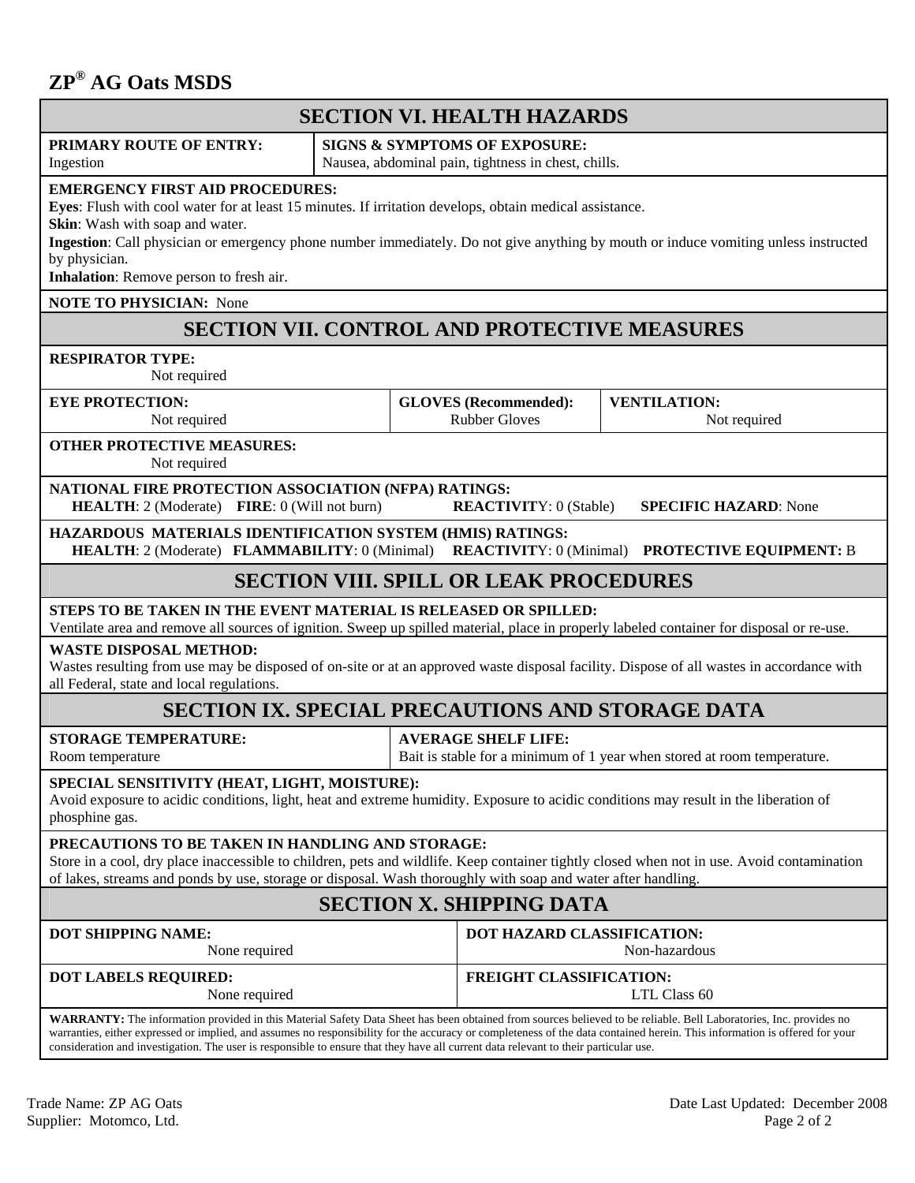# ZP® AG Oats MSDS

## SECTION VI. HEALTH HAZARDS

**PRIMARY ROUTE OF ENTRY:**
Ingestion

**SIGNS & SYMPTOMS OF EXPOSURE:**
Nausea, abdominal pain, tightness in chest, chills.

**EMERGENCY FIRST AID PROCEDURES:**
**Eyes**: Flush with cool water for at least 15 minutes. If irritation develops, obtain medical assistance.
**Skin**: Wash with soap and water.
**Ingestion**: Call physician or emergency phone number immediately. Do not give anything by mouth or induce vomiting unless instructed by physician.
**Inhalation**: Remove person to fresh air.

**NOTE TO PHYSICIAN:** None

## SECTION VII. CONTROL AND PROTECTIVE MEASURES

**RESPIRATOR TYPE:**
Not required

| EYE PROTECTION: | GLOVES (Recommended): | VENTILATION: |
|---|---|---|
| Not required | Rubber Gloves | Not required |

**OTHER PROTECTIVE MEASURES:**
Not required

**NATIONAL FIRE PROTECTION ASSOCIATION (NFPA) RATINGS:**
**HEALTH**: 2 (Moderate) **FIRE**: 0 (Will not burn) **REACTIVITY**: 0 (Stable) **SPECIFIC HAZARD**: None

**HAZARDOUS MATERIALS IDENTIFICATION SYSTEM (HMIS) RATINGS:**
**HEALTH**: 2 (Moderate) **FLAMMABILITY**: 0 (Minimal) **REACTIVITY**: 0 (Minimal) **PROTECTIVE EQUIPMENT:** B

## SECTION VIII. SPILL OR LEAK PROCEDURES

**STEPS TO BE TAKEN IN THE EVENT MATERIAL IS RELEASED OR SPILLED:**
Ventilate area and remove all sources of ignition. Sweep up spilled material, place in properly labeled container for disposal or re-use.

**WASTE DISPOSAL METHOD:**
Wastes resulting from use may be disposed of on-site or at an approved waste disposal facility. Dispose of all wastes in accordance with all Federal, state and local regulations.

## SECTION IX. SPECIAL PRECAUTIONS AND STORAGE DATA

**STORAGE TEMPERATURE:**
Room temperature

**AVERAGE SHELF LIFE:**
Bait is stable for a minimum of 1 year when stored at room temperature.

**SPECIAL SENSITIVITY (HEAT, LIGHT, MOISTURE):**
Avoid exposure to acidic conditions, light, heat and extreme humidity. Exposure to acidic conditions may result in the liberation of phosphine gas.

**PRECAUTIONS TO BE TAKEN IN HANDLING AND STORAGE:**
Store in a cool, dry place inaccessible to children, pets and wildlife. Keep container tightly closed when not in use. Avoid contamination of lakes, streams and ponds by use, storage or disposal. Wash thoroughly with soap and water after handling.

## SECTION X. SHIPPING DATA

| DOT SHIPPING NAME: | DOT HAZARD CLASSIFICATION: |
|---|---|
| None required | Non-hazardous |
| **DOT LABELS REQUIRED:** | **FREIGHT CLASSIFICATION:** |
| None required | LTL Class 60 |

**WARRANTY:** The information provided in this Material Safety Data Sheet has been obtained from sources believed to be reliable. Bell Laboratories, Inc. provides no warranties, either expressed or implied, and assumes no responsibility for the accuracy or completeness of the data contained herein. This information is offered for your consideration and investigation. The user is responsible to ensure that they have all current data relevant to their particular use.

Trade Name: ZP AG Oats
Supplier: Motomco, Ltd.

Date Last Updated: December 2008